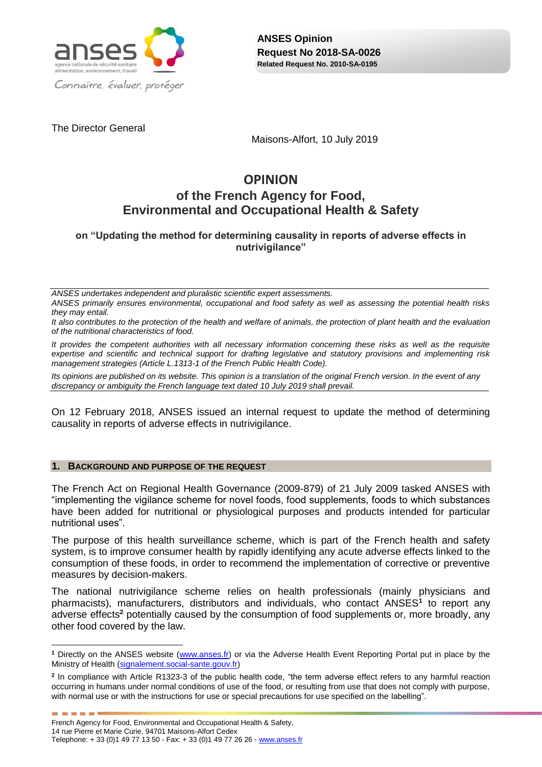**ANSES Opinion**
**Request No 2018-SA-0026**
**Related Request No. 2010-SA-0195**

The Director General

Maisons-Alfort, 10 July 2019

# OPINION
## of the French Agency for Food, Environmental and Occupational Health & Safety

### on "Updating the method for determining causality in reports of adverse effects in nutrivigilance"

*ANSES undertakes independent and pluralistic scientific expert assessments.*

*ANSES primarily ensures environmental, occupational and food safety as well as assessing the potential health risks they may entail.*

*It also contributes to the protection of the health and welfare of animals, the protection of plant health and the evaluation of the nutritional characteristics of food.*

*It provides the competent authorities with all necessary information concerning these risks as well as the requisite expertise and scientific and technical support for drafting legislative and statutory provisions and implementing risk management strategies (Article L.1313-1 of the French Public Health Code).*

*Its opinions are published on its website. This opinion is a translation of the original French version. In the event of any discrepancy or ambiguity the French language text dated 10 July 2019 shall prevail.*

On 12 February 2018, ANSES issued an internal request to update the method of determining causality in reports of adverse effects in nutrivigilance.

## 1. BACKGROUND AND PURPOSE OF THE REQUEST

The French Act on Regional Health Governance (2009-879) of 21 July 2009 tasked ANSES with "implementing the vigilance scheme for novel foods, food supplements, foods to which substances have been added for nutritional or physiological purposes and products intended for particular nutritional uses".

The purpose of this health surveillance scheme, which is part of the French health and safety system, is to improve consumer health by rapidly identifying any acute adverse effects linked to the consumption of these foods, in order to recommend the implementation of corrective or preventive measures by decision-makers.

The national nutrivigilance scheme relies on health professionals (mainly physicians and pharmacists), manufacturers, distributors and individuals, who contact ANSES[1] to report any adverse effects[2] potentially caused by the consumption of food supplements or, more broadly, any other food covered by the law.

[1] Directly on the ANSES website (www.anses.fr) or via the Adverse Health Event Reporting Portal put in place by the Ministry of Health (signalement.social-sante.gouv.fr)

[2] In compliance with Article R1323-3 of the public health code, "the term adverse effect refers to any harmful reaction occurring in humans under normal conditions of use of the food, or resulting from use that does not comply with purpose, with normal use or with the instructions for use or special precautions for use specified on the labelling".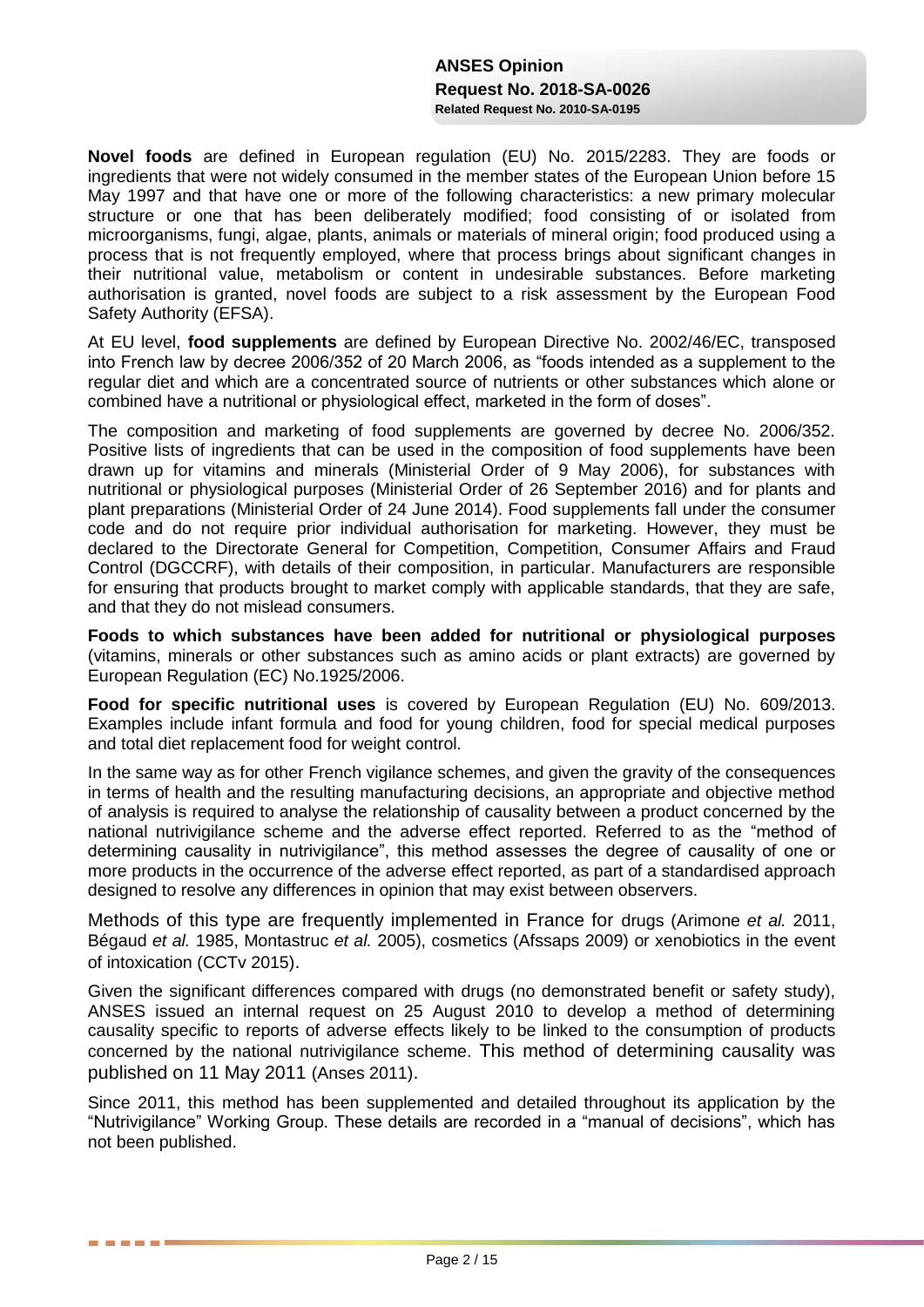**Novel foods** are defined in European regulation (EU) No. 2015/2283. They are foods or ingredients that were not widely consumed in the member states of the European Union before 15 May 1997 and that have one or more of the following characteristics: a new primary molecular structure or one that has been deliberately modified; food consisting of or isolated from microorganisms, fungi, algae, plants, animals or materials of mineral origin; food produced using a process that is not frequently employed, where that process brings about significant changes in their nutritional value, metabolism or content in undesirable substances. Before marketing authorisation is granted, novel foods are subject to a risk assessment by the European Food Safety Authority (EFSA).

At EU level, **food supplements** are defined by European Directive No. 2002/46/EC, transposed into French law by decree 2006/352 of 20 March 2006, as "foods intended as a supplement to the regular diet and which are a concentrated source of nutrients or other substances which alone or combined have a nutritional or physiological effect, marketed in the form of doses".

The composition and marketing of food supplements are governed by decree No. 2006/352. Positive lists of ingredients that can be used in the composition of food supplements have been drawn up for vitamins and minerals (Ministerial Order of 9 May 2006), for substances with nutritional or physiological purposes (Ministerial Order of 26 September 2016) and for plants and plant preparations (Ministerial Order of 24 June 2014). Food supplements fall under the consumer code and do not require prior individual authorisation for marketing. However, they must be declared to the Directorate General for Competition, Competition, Consumer Affairs and Fraud Control (DGCCRF), with details of their composition, in particular. Manufacturers are responsible for ensuring that products brought to market comply with applicable standards, that they are safe, and that they do not mislead consumers.

**Foods to which substances have been added for nutritional or physiological purposes** (vitamins, minerals or other substances such as amino acids or plant extracts) are governed by European Regulation (EC) No.1925/2006.

**Food for specific nutritional uses** is covered by European Regulation (EU) No. 609/2013. Examples include infant formula and food for young children, food for special medical purposes and total diet replacement food for weight control.

In the same way as for other French vigilance schemes, and given the gravity of the consequences in terms of health and the resulting manufacturing decisions, an appropriate and objective method of analysis is required to analyse the relationship of causality between a product concerned by the national nutrivigilance scheme and the adverse effect reported. Referred to as the "method of determining causality in nutrivigilance", this method assesses the degree of causality of one or more products in the occurrence of the adverse effect reported, as part of a standardised approach designed to resolve any differences in opinion that may exist between observers.

Methods of this type are frequently implemented in France for drugs (Arimone *et al.* 2011, Bégaud *et al.* 1985, Montastruc *et al.* 2005), cosmetics (Afssaps 2009) or xenobiotics in the event of intoxication (CCTv 2015).

Given the significant differences compared with drugs (no demonstrated benefit or safety study), ANSES issued an internal request on 25 August 2010 to develop a method of determining causality specific to reports of adverse effects likely to be linked to the consumption of products concerned by the national nutrivigilance scheme. This method of determining causality was published on 11 May 2011 (Anses 2011).

Since 2011, this method has been supplemented and detailed throughout its application by the "Nutrivigilance" Working Group. These details are recorded in a "manual of decisions", which has not been published.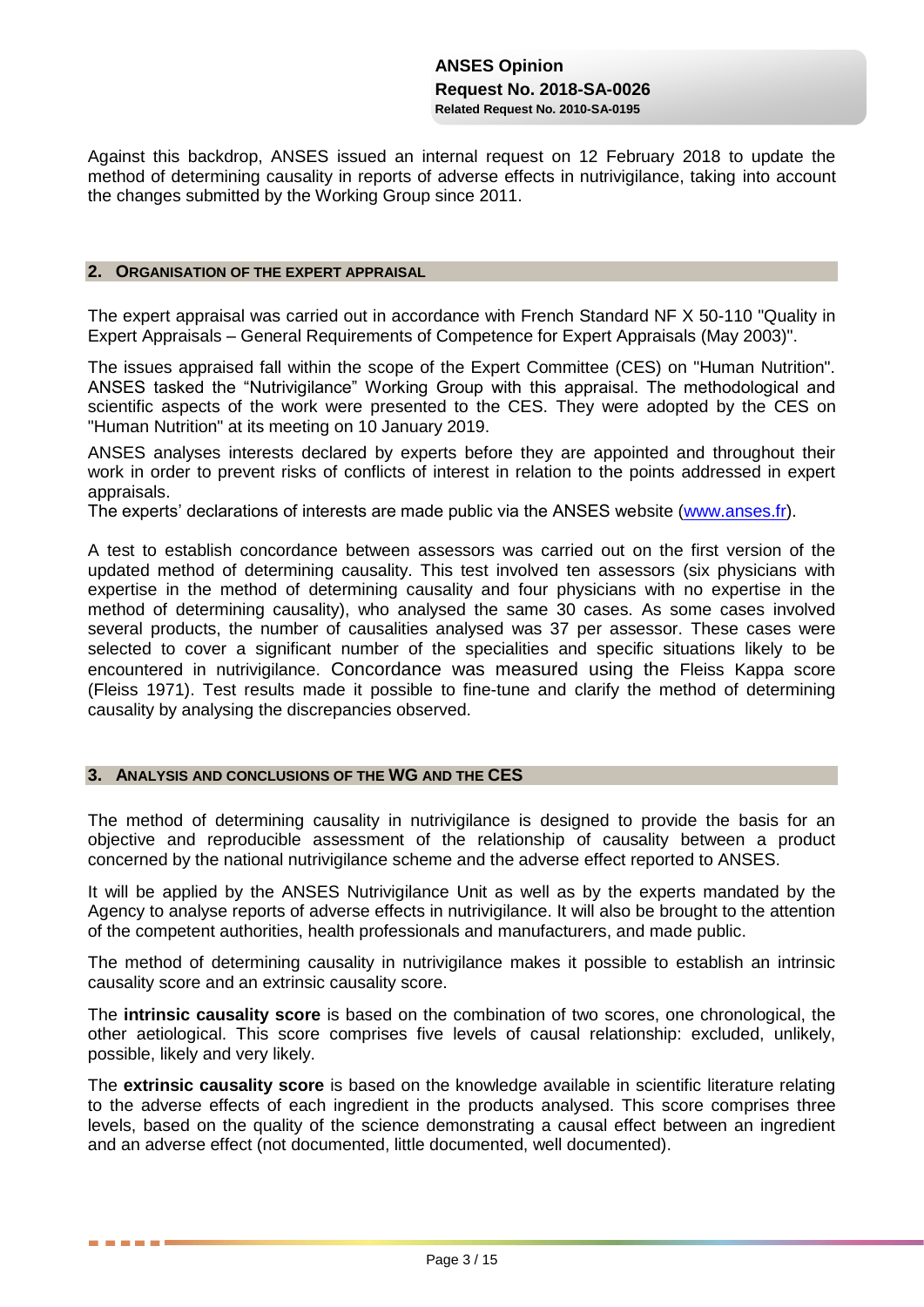Against this backdrop, ANSES issued an internal request on 12 February 2018 to update the method of determining causality in reports of adverse effects in nutrivigilance, taking into account the changes submitted by the Working Group since 2011.

## 2. Organisation of the expert appraisal

The expert appraisal was carried out in accordance with French Standard NF X 50-110 "Quality in Expert Appraisals – General Requirements of Competence for Expert Appraisals (May 2003)".

The issues appraised fall within the scope of the Expert Committee (CES) on "Human Nutrition". ANSES tasked the "Nutrivigilance" Working Group with this appraisal. The methodological and scientific aspects of the work were presented to the CES. They were adopted by the CES on "Human Nutrition" at its meeting on 10 January 2019.

ANSES analyses interests declared by experts before they are appointed and throughout their work in order to prevent risks of conflicts of interest in relation to the points addressed in expert appraisals.
The experts' declarations of interests are made public via the ANSES website (www.anses.fr).

A test to establish concordance between assessors was carried out on the first version of the updated method of determining causality. This test involved ten assessors (six physicians with expertise in the method of determining causality and four physicians with no expertise in the method of determining causality), who analysed the same 30 cases. As some cases involved several products, the number of causalities analysed was 37 per assessor. These cases were selected to cover a significant number of the specialities and specific situations likely to be encountered in nutrivigilance. Concordance was measured using the Fleiss Kappa score (Fleiss 1971). Test results made it possible to fine-tune and clarify the method of determining causality by analysing the discrepancies observed.

## 3. Analysis and conclusions of the WG and the CES

The method of determining causality in nutrivigilance is designed to provide the basis for an objective and reproducible assessment of the relationship of causality between a product concerned by the national nutrivigilance scheme and the adverse effect reported to ANSES.

It will be applied by the ANSES Nutrivigilance Unit as well as by the experts mandated by the Agency to analyse reports of adverse effects in nutrivigilance. It will also be brought to the attention of the competent authorities, health professionals and manufacturers, and made public.

The method of determining causality in nutrivigilance makes it possible to establish an intrinsic causality score and an extrinsic causality score.

The **intrinsic causality score** is based on the combination of two scores, one chronological, the other aetiological. This score comprises five levels of causal relationship: excluded, unlikely, possible, likely and very likely.

The **extrinsic causality score** is based on the knowledge available in scientific literature relating to the adverse effects of each ingredient in the products analysed. This score comprises three levels, based on the quality of the science demonstrating a causal effect between an ingredient and an adverse effect (not documented, little documented, well documented).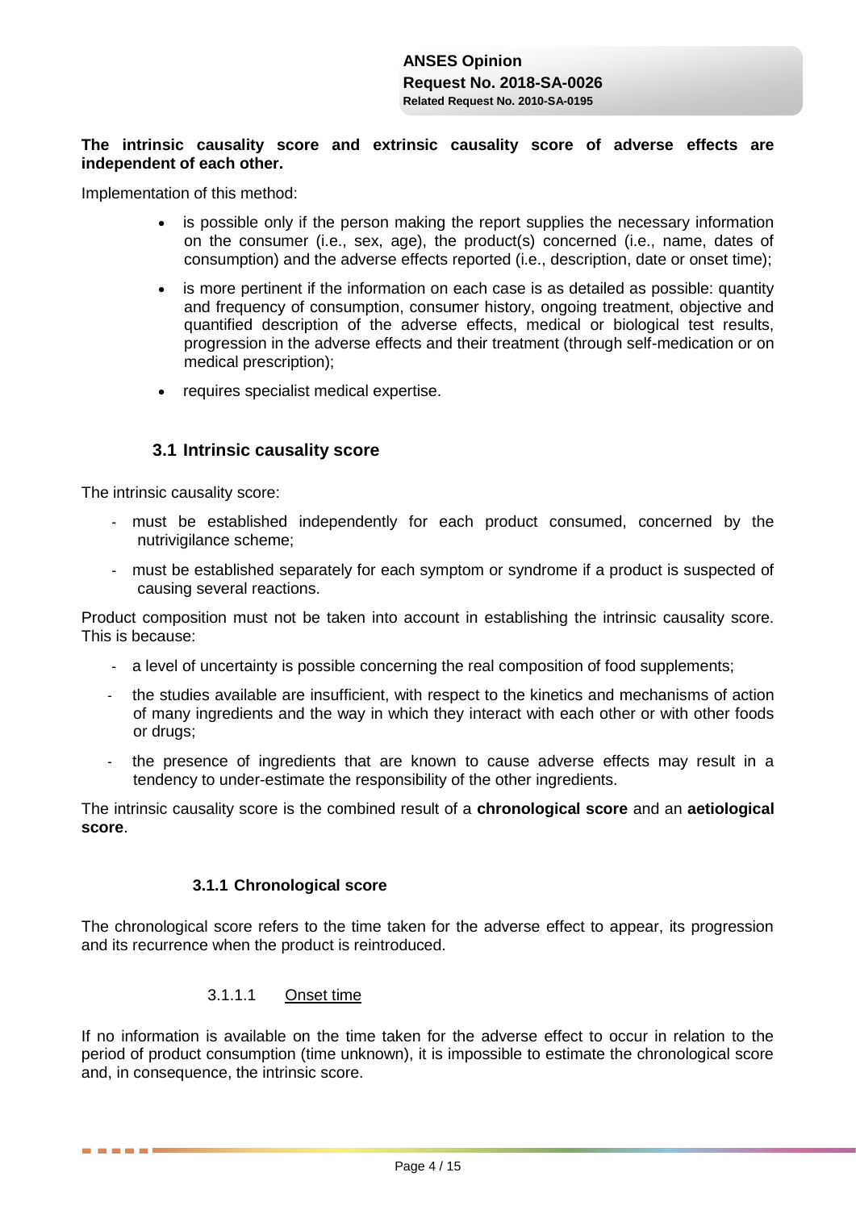**The intrinsic causality score and extrinsic causality score of adverse effects are independent of each other.**

Implementation of this method:

- is possible only if the person making the report supplies the necessary information on the consumer (i.e., sex, age), the product(s) concerned (i.e., name, dates of consumption) and the adverse effects reported (i.e., description, date or onset time);
- is more pertinent if the information on each case is as detailed as possible: quantity and frequency of consumption, consumer history, ongoing treatment, objective and quantified description of the adverse effects, medical or biological test results, progression in the adverse effects and their treatment (through self-medication or on medical prescription);
- requires specialist medical expertise.

## 3.1 Intrinsic causality score

The intrinsic causality score:

- must be established independently for each product consumed, concerned by the nutrivigilance scheme;
- must be established separately for each symptom or syndrome if a product is suspected of causing several reactions.

Product composition must not be taken into account in establishing the intrinsic causality score. This is because:

- a level of uncertainty is possible concerning the real composition of food supplements;
- the studies available are insufficient, with respect to the kinetics and mechanisms of action of many ingredients and the way in which they interact with each other or with other foods or drugs;
- the presence of ingredients that are known to cause adverse effects may result in a tendency to under-estimate the responsibility of the other ingredients.

The intrinsic causality score is the combined result of a **chronological score** and an **aetiological score**.

### 3.1.1 Chronological score

The chronological score refers to the time taken for the adverse effect to appear, its progression and its recurrence when the product is reintroduced.

#### 3.1.1.1 Onset time

If no information is available on the time taken for the adverse effect to occur in relation to the period of product consumption (time unknown), it is impossible to estimate the chronological score and, in consequence, the intrinsic score.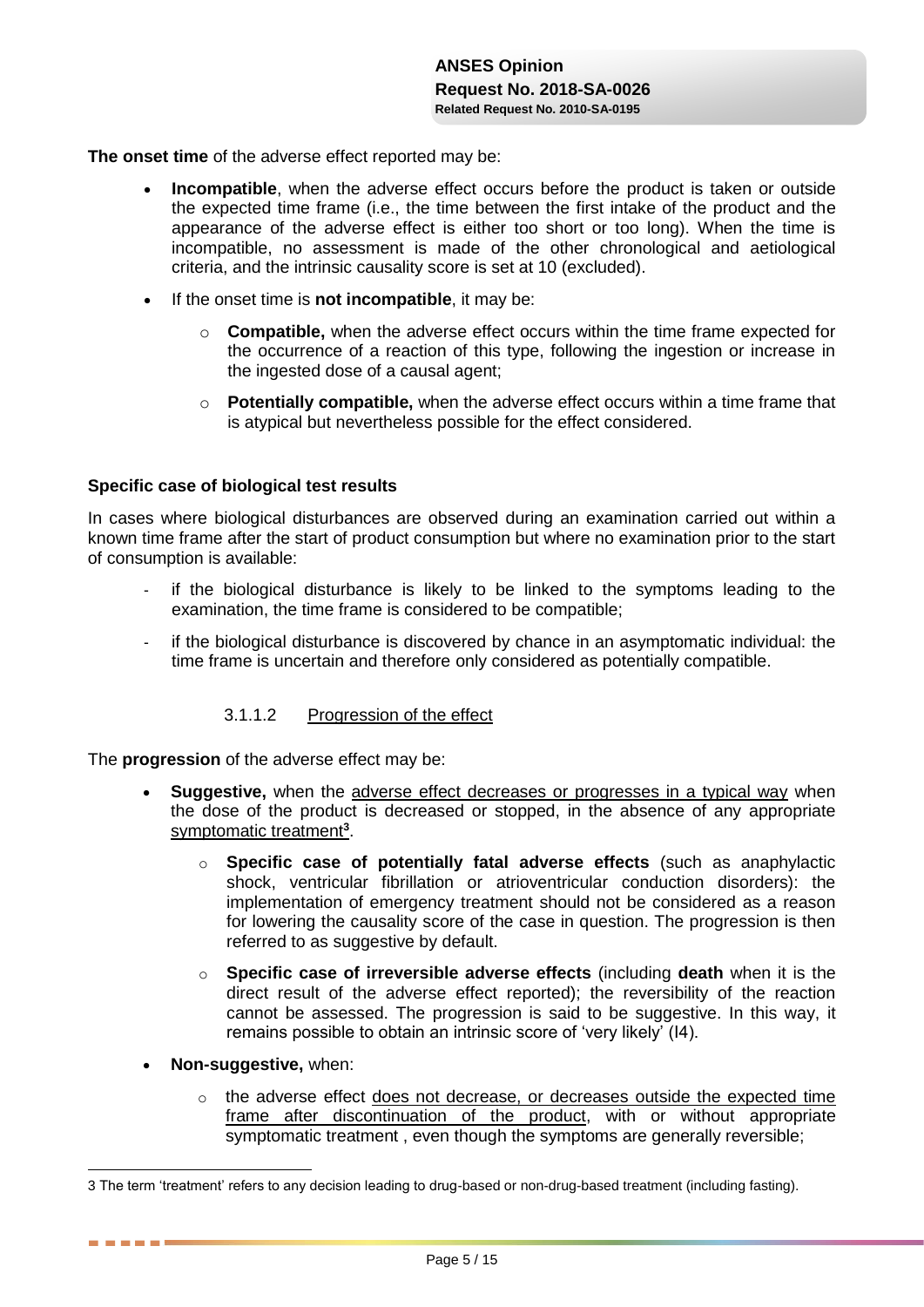**The onset time** of the adverse effect reported may be:

- **Incompatible**, when the adverse effect occurs before the product is taken or outside the expected time frame (i.e., the time between the first intake of the product and the appearance of the adverse effect is either too short or too long). When the time is incompatible, no assessment is made of the other chronological and aetiological criteria, and the intrinsic causality score is set at 10 (excluded).
- If the onset time is **not incompatible**, it may be:
    - **Compatible,** when the adverse effect occurs within the time frame expected for the occurrence of a reaction of this type, following the ingestion or increase in the ingested dose of a causal agent;
    - **Potentially compatible,** when the adverse effect occurs within a time frame that is atypical but nevertheless possible for the effect considered.

**Specific case of biological test results**

In cases where biological disturbances are observed during an examination carried out within a known time frame after the start of product consumption but where no examination prior to the start of consumption is available:

- if the biological disturbance is likely to be linked to the symptoms leading to the examination, the time frame is considered to be compatible;
- if the biological disturbance is discovered by chance in an asymptomatic individual: the time frame is uncertain and therefore only considered as potentially compatible.

#### 3.1.1.2 Progression of the effect

The **progression** of the adverse effect may be:

- **Suggestive,** when the adverse effect decreases or progresses in a typical way when the dose of the product is decreased or stopped, in the absence of any appropriate symptomatic treatment[3].
    - **Specific case of potentially fatal adverse effects** (such as anaphylactic shock, ventricular fibrillation or atrioventricular conduction disorders): the implementation of emergency treatment should not be considered as a reason for lowering the causality score of the case in question. The progression is then referred to as suggestive by default.
    - **Specific case of irreversible adverse effects** (including **death** when it is the direct result of the adverse effect reported); the reversibility of the reaction cannot be assessed. The progression is said to be suggestive. In this way, it remains possible to obtain an intrinsic score of 'very likely' (I4).
- **Non-suggestive,** when:
    - the adverse effect does not decrease, or decreases outside the expected time frame after discontinuation of the product, with or without appropriate symptomatic treatment , even though the symptoms are generally reversible;

---

3 The term 'treatment' refers to any decision leading to drug-based or non-drug-based treatment (including fasting).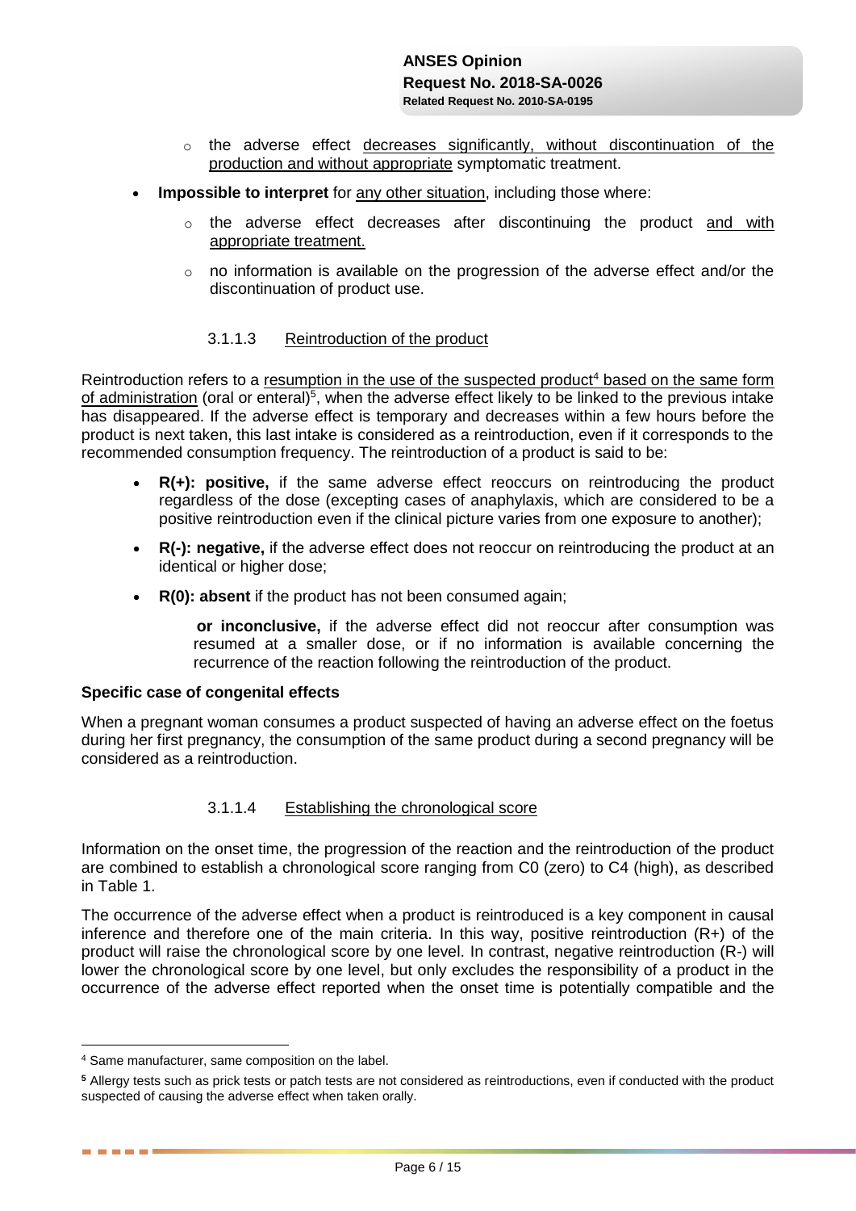- the adverse effect decreases significantly, without discontinuation of the production and without appropriate symptomatic treatment.

- **Impossible to interpret** for any other situation, including those where:
  - the adverse effect decreases after discontinuing the product and with appropriate treatment.
  - no information is available on the progression of the adverse effect and/or the discontinuation of product use.

#### 3.1.1.3 Reintroduction of the product

Reintroduction refers to a resumption in the use of the suspected product[4] based on the same form of administration (oral or enteral)[5], when the adverse effect likely to be linked to the previous intake has disappeared. If the adverse effect is temporary and decreases within a few hours before the product is next taken, this last intake is considered as a reintroduction, even if it corresponds to the recommended consumption frequency. The reintroduction of a product is said to be:

- **R(+): positive,** if the same adverse effect reoccurs on reintroducing the product regardless of the dose (excepting cases of anaphylaxis, which are considered to be a positive reintroduction even if the clinical picture varies from one exposure to another);
- **R(-): negative,** if the adverse effect does not reoccur on reintroducing the product at an identical or higher dose;
- **R(0): absent** if the product has not been consumed again;

  **or inconclusive,** if the adverse effect did not reoccur after consumption was resumed at a smaller dose, or if no information is available concerning the recurrence of the reaction following the reintroduction of the product.

**Specific case of congenital effects**

When a pregnant woman consumes a product suspected of having an adverse effect on the foetus during her first pregnancy, the consumption of the same product during a second pregnancy will be considered as a reintroduction.

#### 3.1.1.4 Establishing the chronological score

Information on the onset time, the progression of the reaction and the reintroduction of the product are combined to establish a chronological score ranging from C0 (zero) to C4 (high), as described in Table 1.

The occurrence of the adverse effect when a product is reintroduced is a key component in causal inference and therefore one of the main criteria. In this way, positive reintroduction (R+) of the product will raise the chronological score by one level. In contrast, negative reintroduction (R-) will lower the chronological score by one level, but only excludes the responsibility of a product in the occurrence of the adverse effect reported when the onset time is potentially compatible and the

---

[4] Same manufacturer, same composition on the label.

[5] Allergy tests such as prick tests or patch tests are not considered as reintroductions, even if conducted with the product suspected of causing the adverse effect when taken orally.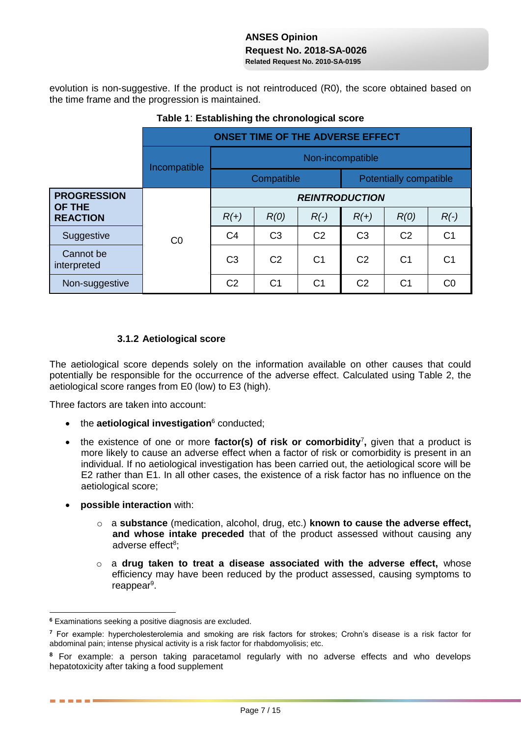evolution is non-suggestive. If the product is not reintroduced (R0), the score obtained based on the time frame and the progression is maintained.

**Table 1**: **Establishing the chronological score**

| | ONSET TIME OF THE ADVERSE EFFECT | | | | | | |
|---|---|---|---|---|---|---|---|
| | Incompatible | Non-incompatible | | | | | |
| | | Compatible | | | Potentially compatible | | |
| **PROGRESSION OF THE REACTION** | | ***REINTRODUCTION*** | | | | | |
| | | *R(+)* | *R(0)* | *R(-)* | *R(+)* | *R(0)* | *R(-)* |
| Suggestive | C0 | C4 | C3 | C2 | C3 | C2 | C1 |
| Cannot be interpreted | | C3 | C2 | C1 | C2 | C1 | C1 |
| Non-suggestive | | C2 | C1 | C1 | C2 | C1 | C0 |

### 3.1.2 Aetiological score

The aetiological score depends solely on the information available on other causes that could potentially be responsible for the occurrence of the adverse effect. Calculated using Table 2, the aetiological score ranges from E0 (low) to E3 (high).

Three factors are taken into account:

- the **aetiological investigation**[6] conducted;
- the existence of one or more **factor(s) of risk or comorbidity**[7]**,** given that a product is more likely to cause an adverse effect when a factor of risk or comorbidity is present in an individual. If no aetiological investigation has been carried out, the aetiological score will be E2 rather than E1. In all other cases, the existence of a risk factor has no influence on the aetiological score;
- **possible interaction** with:
  - a **substance** (medication, alcohol, drug, etc.) **known to cause the adverse effect, and whose intake preceded** that of the product assessed without causing any adverse effect[8];
  - a **drug taken to treat a disease associated with the adverse effect,** whose efficiency may have been reduced by the product assessed, causing symptoms to reappear[9].

---

[6] Examinations seeking a positive diagnosis are excluded.

[7] For example: hypercholesterolemia and smoking are risk factors for strokes; Crohn's disease is a risk factor for abdominal pain; intense physical activity is a risk factor for rhabdomyolisis; etc.

[8] For example: a person taking paracetamol regularly with no adverse effects and who develops hepatotoxicity after taking a food supplement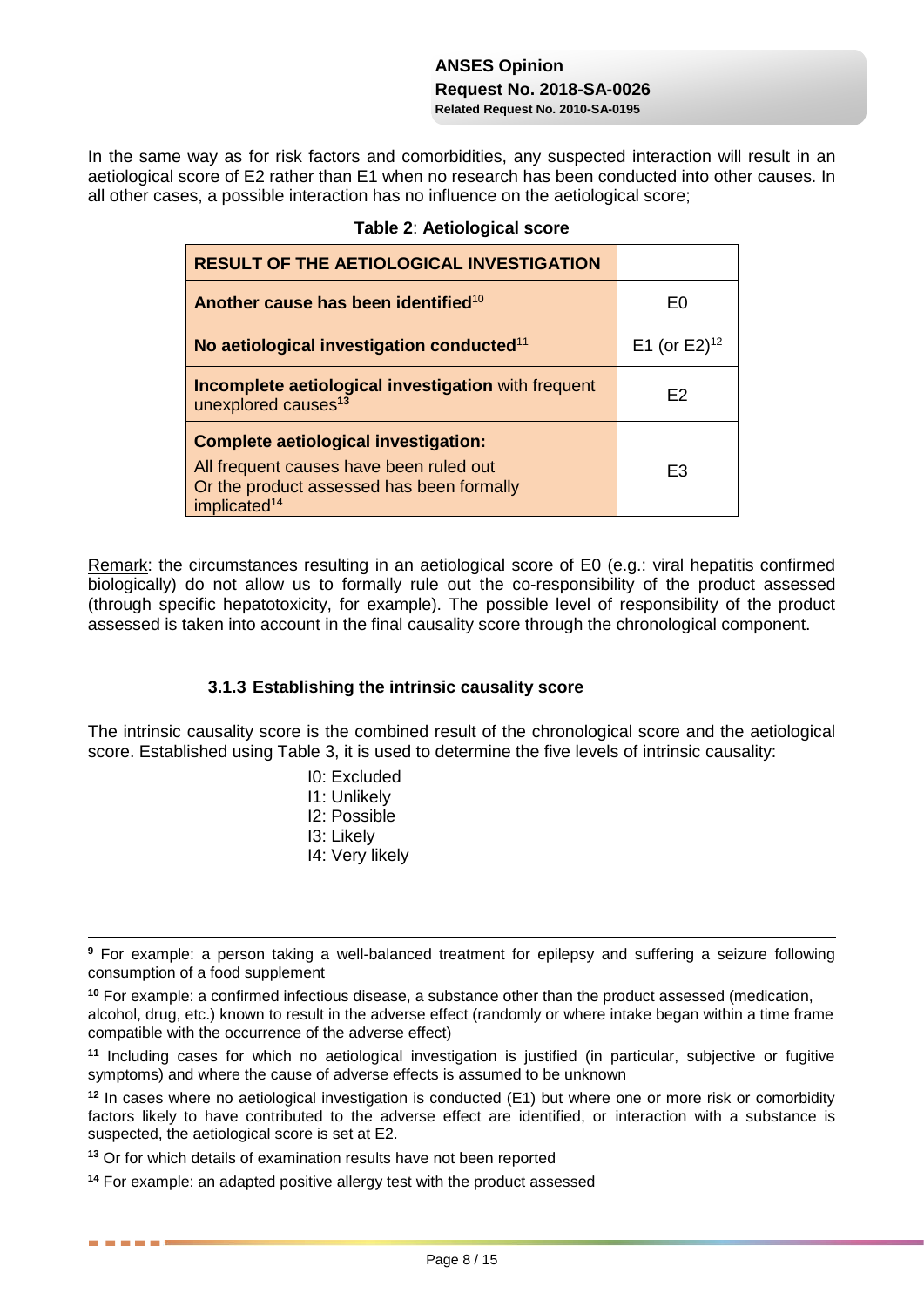In the same way as for risk factors and comorbidities, any suspected interaction will result in an aetiological score of E2 rather than E1 when no research has been conducted into other causes. In all other cases, a possible interaction has no influence on the aetiological score;

**Table 2**: **Aetiological score**

| RESULT OF THE AETIOLOGICAL INVESTIGATION | |
|---|---|
| **Another cause has been identified**[10] | E0 |
| **No aetiological investigation conducted**[11] | E1 (or E2)[12] |
| **Incomplete aetiological investigation** with frequent unexplored causes[13] | E2 |
| **Complete aetiological investigation:** All frequent causes have been ruled out Or the product assessed has been formally implicated[14] | E3 |

Remark: the circumstances resulting in an aetiological score of E0 (e.g.: viral hepatitis confirmed biologically) do not allow us to formally rule out the co-responsibility of the product assessed (through specific hepatotoxicity, for example). The possible level of responsibility of the product assessed is taken into account in the final causality score through the chronological component.

### 3.1.3 Establishing the intrinsic causality score

The intrinsic causality score is the combined result of the chronological score and the aetiological score. Established using Table 3, it is used to determine the five levels of intrinsic causality:

- I0: Excluded
- I1: Unlikely
- I2: Possible
- I3: Likely
- I4: Very likely

---

[9] For example: a person taking a well-balanced treatment for epilepsy and suffering a seizure following consumption of a food supplement

[10] For example: a confirmed infectious disease, a substance other than the product assessed (medication, alcohol, drug, etc.) known to result in the adverse effect (randomly or where intake began within a time frame compatible with the occurrence of the adverse effect)

[11] Including cases for which no aetiological investigation is justified (in particular, subjective or fugitive symptoms) and where the cause of adverse effects is assumed to be unknown

[12] In cases where no aetiological investigation is conducted (E1) but where one or more risk or comorbidity factors likely to have contributed to the adverse effect are identified, or interaction with a substance is suspected, the aetiological score is set at E2.

[13] Or for which details of examination results have not been reported

[14] For example: an adapted positive allergy test with the product assessed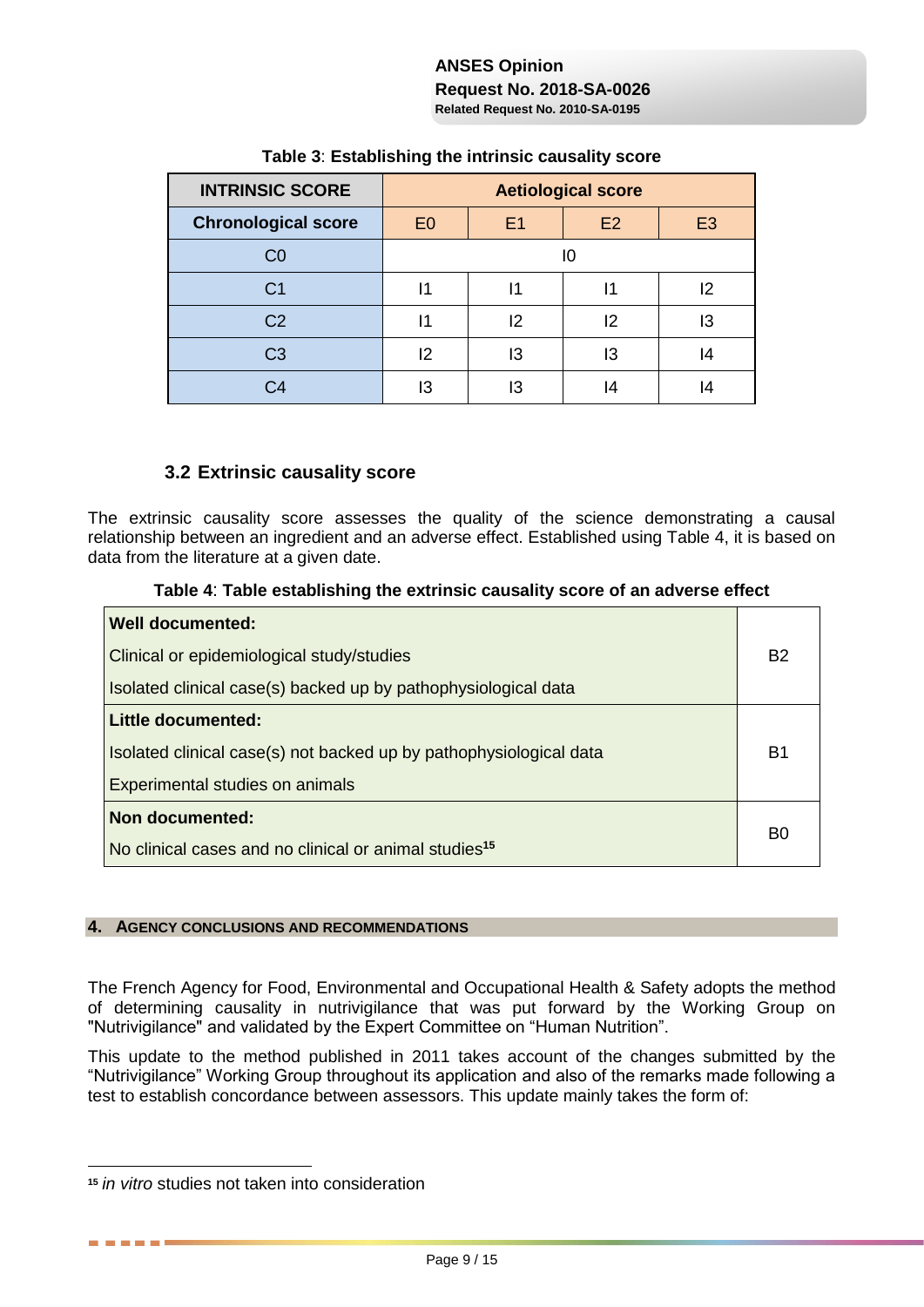**Table 3**: **Establishing the intrinsic causality score**

| INTRINSIC SCORE | Aetiological score | | | |
|---|---|---|---|---|
| **Chronological score** | E0 | E1 | E2 | E3 |
| C0 | I0 | | | |
| C1 | I1 | I1 | I1 | I2 |
| C2 | I1 | I2 | I2 | I3 |
| C3 | I2 | I3 | I3 | I4 |
| C4 | I3 | I3 | I4 | I4 |

### 3.2 Extrinsic causality score

The extrinsic causality score assesses the quality of the science demonstrating a causal relationship between an ingredient and an adverse effect. Established using Table 4, it is based on data from the literature at a given date.

**Table 4**: **Table establishing the extrinsic causality score of an adverse effect**

| Documentation | Score |
|---|---|
| **Well documented:**<br>Clinical or epidemiological study/studies<br>Isolated clinical case(s) backed up by pathophysiological data | B2 |
| **Little documented:**<br>Isolated clinical case(s) not backed up by pathophysiological data<br>Experimental studies on animals | B1 |
| **Non documented:**<br>No clinical cases and no clinical or animal studies[15] | B0 |

## 4. AGENCY CONCLUSIONS AND RECOMMENDATIONS

The French Agency for Food, Environmental and Occupational Health & Safety adopts the method of determining causality in nutrivigilance that was put forward by the Working Group on "Nutrivigilance" and validated by the Expert Committee on "Human Nutrition".

This update to the method published in 2011 takes account of the changes submitted by the "Nutrivigilance" Working Group throughout its application and also of the remarks made following a test to establish concordance between assessors. This update mainly takes the form of:

[15] *in vitro* studies not taken into consideration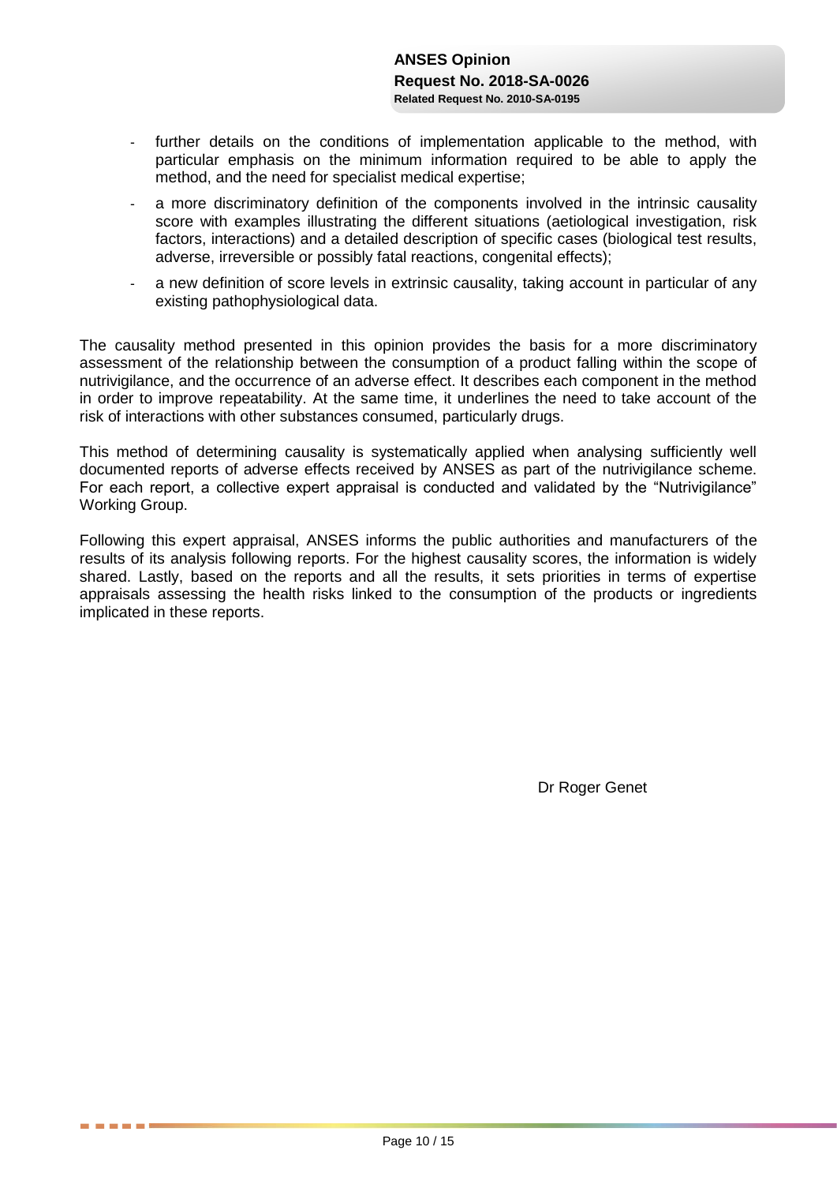- further details on the conditions of implementation applicable to the method, with particular emphasis on the minimum information required to be able to apply the method, and the need for specialist medical expertise;
- a more discriminatory definition of the components involved in the intrinsic causality score with examples illustrating the different situations (aetiological investigation, risk factors, interactions) and a detailed description of specific cases (biological test results, adverse, irreversible or possibly fatal reactions, congenital effects);
- a new definition of score levels in extrinsic causality, taking account in particular of any existing pathophysiological data.

The causality method presented in this opinion provides the basis for a more discriminatory assessment of the relationship between the consumption of a product falling within the scope of nutrivigilance, and the occurrence of an adverse effect. It describes each component in the method in order to improve repeatability. At the same time, it underlines the need to take account of the risk of interactions with other substances consumed, particularly drugs.

This method of determining causality is systematically applied when analysing sufficiently well documented reports of adverse effects received by ANSES as part of the nutrivigilance scheme. For each report, a collective expert appraisal is conducted and validated by the "Nutrivigilance" Working Group.

Following this expert appraisal, ANSES informs the public authorities and manufacturers of the results of its analysis following reports. For the highest causality scores, the information is widely shared. Lastly, based on the reports and all the results, it sets priorities in terms of expertise appraisals assessing the health risks linked to the consumption of the products or ingredients implicated in these reports.

Dr Roger Genet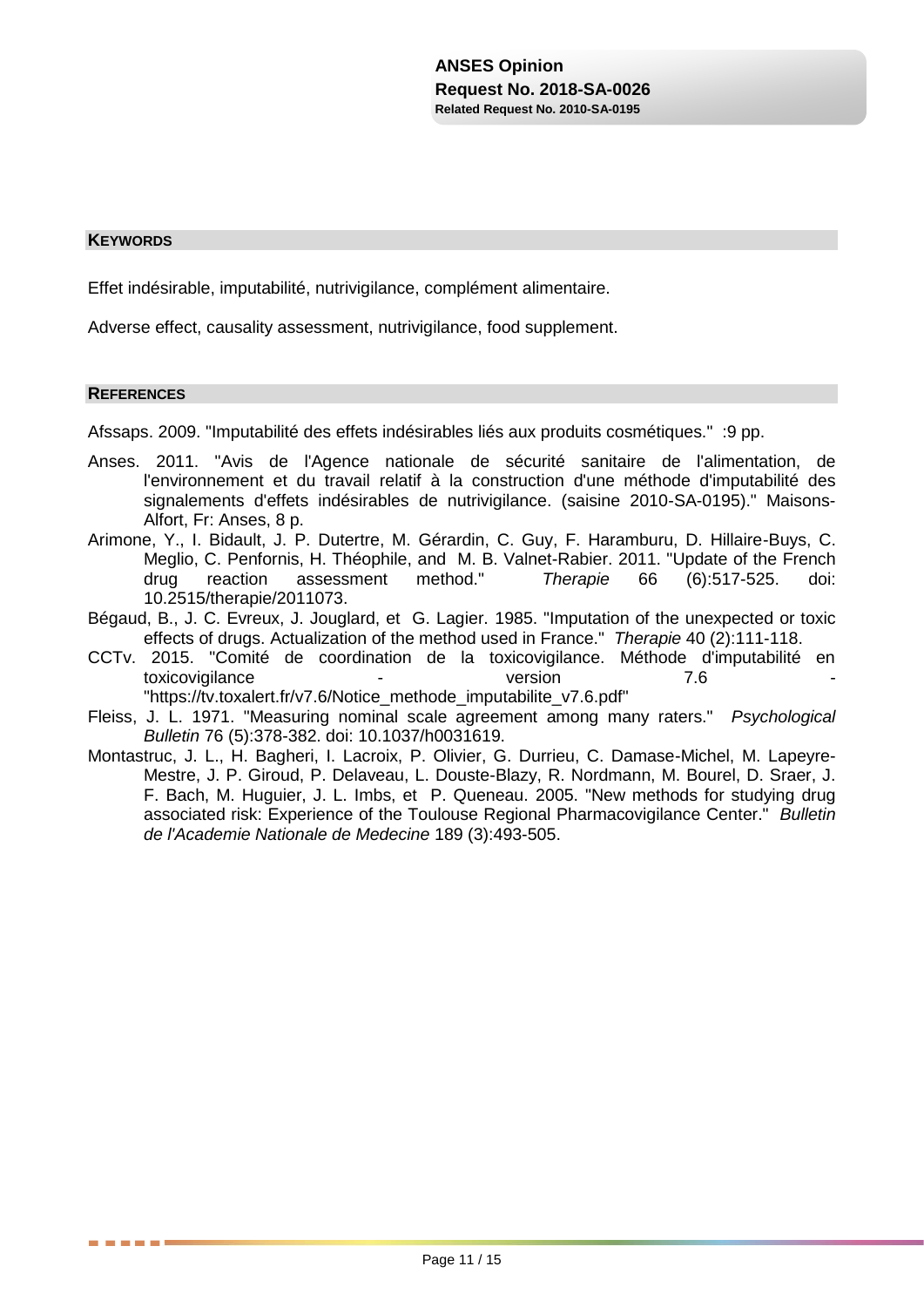## KEYWORDS

Effet indésirable, imputabilité, nutrivigilance, complément alimentaire.

Adverse effect, causality assessment, nutrivigilance, food supplement.

## REFERENCES

Afssaps. 2009. "Imputabilité des effets indésirables liés aux produits cosmétiques." :9 pp.

Anses. 2011. "Avis de l'Agence nationale de sécurité sanitaire de l'alimentation, de l'environnement et du travail relatif à la construction d'une méthode d'imputabilité des signalements d'effets indésirables de nutrivigilance. (saisine 2010-SA-0195)." Maisons-Alfort, Fr: Anses, 8 p.

Arimone, Y., I. Bidault, J. P. Dutertre, M. Gérardin, C. Guy, F. Haramburu, D. Hillaire-Buys, C. Meglio, C. Penfornis, H. Théophile, and M. B. Valnet-Rabier. 2011. "Update of the French drug reaction assessment method." *Therapie* 66 (6):517-525. doi: 10.2515/therapie/2011073.

Bégaud, B., J. C. Evreux, J. Jouglard, et G. Lagier. 1985. "Imputation of the unexpected or toxic effects of drugs. Actualization of the method used in France." *Therapie* 40 (2):111-118.

CCTv. 2015. "Comité de coordination de la toxicovigilance. Méthode d'imputabilité en toxicovigilance - version 7.6 - "https://tv.toxalert.fr/v7.6/Notice_methode_imputabilite_v7.6.pdf"

Fleiss, J. L. 1971. "Measuring nominal scale agreement among many raters." *Psychological Bulletin* 76 (5):378-382. doi: 10.1037/h0031619.

Montastruc, J. L., H. Bagheri, I. Lacroix, P. Olivier, G. Durrieu, C. Damase-Michel, M. Lapeyre-Mestre, J. P. Giroud, P. Delaveau, L. Douste-Blazy, R. Nordmann, M. Bourel, D. Sraer, J. F. Bach, M. Huguier, J. L. Imbs, et P. Queneau. 2005. "New methods for studying drug associated risk: Experience of the Toulouse Regional Pharmacovigilance Center." *Bulletin de l'Academie Nationale de Medecine* 189 (3):493-505.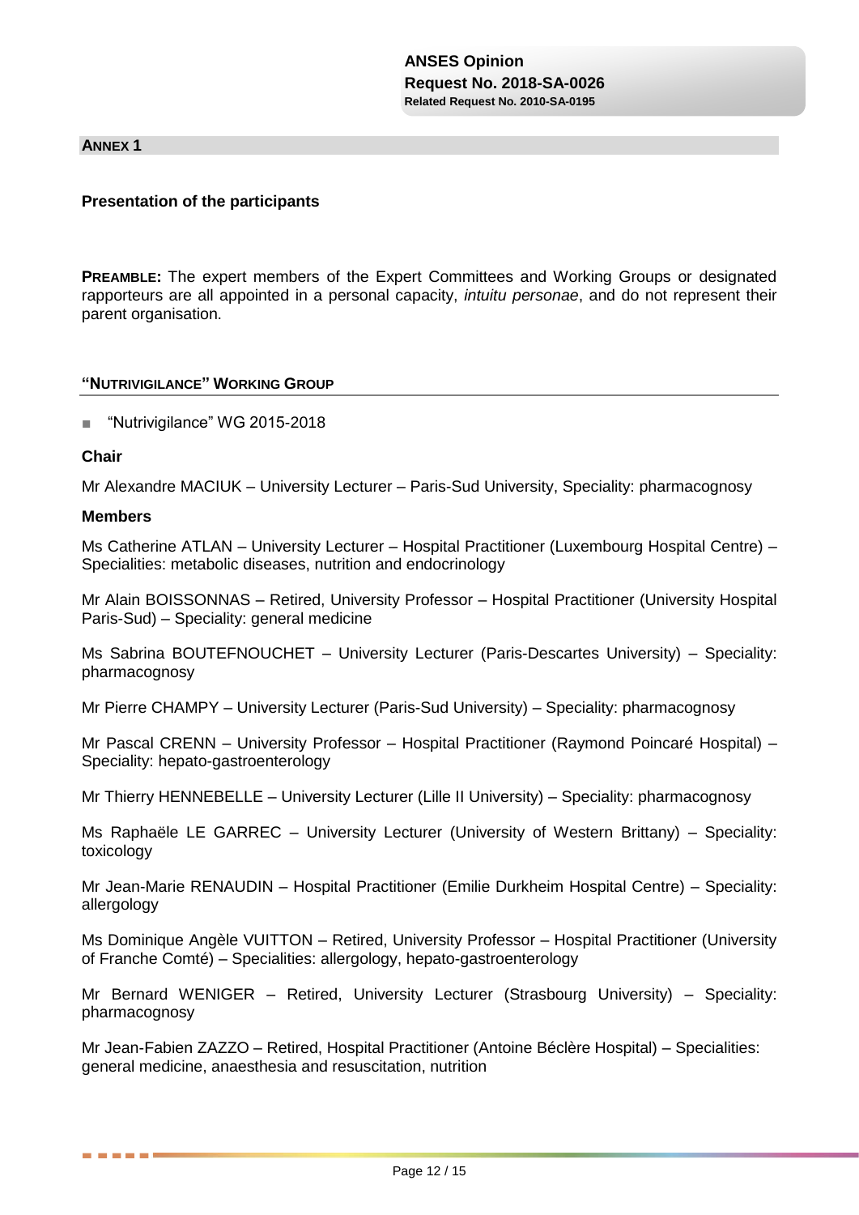## ANNEX 1

### Presentation of the participants

**PREAMBLE:** The expert members of the Expert Committees and Working Groups or designated rapporteurs are all appointed in a personal capacity, *intuitu personae*, and do not represent their parent organisation.

### "NUTRIVIGILANCE" WORKING GROUP

- "Nutrivigilance" WG 2015-2018

**Chair**

Mr Alexandre MACIUK – University Lecturer – Paris-Sud University, Speciality: pharmacognosy

**Members**

Ms Catherine ATLAN – University Lecturer – Hospital Practitioner (Luxembourg Hospital Centre) – Specialities: metabolic diseases, nutrition and endocrinology

Mr Alain BOISSONNAS – Retired, University Professor – Hospital Practitioner (University Hospital Paris-Sud) – Speciality: general medicine

Ms Sabrina BOUTEFNOUCHET – University Lecturer (Paris-Descartes University) – Speciality: pharmacognosy

Mr Pierre CHAMPY – University Lecturer (Paris-Sud University) – Speciality: pharmacognosy

Mr Pascal CRENN – University Professor – Hospital Practitioner (Raymond Poincaré Hospital) – Speciality: hepato-gastroenterology

Mr Thierry HENNEBELLE – University Lecturer (Lille II University) – Speciality: pharmacognosy

Ms Raphaële LE GARREC – University Lecturer (University of Western Brittany) – Speciality: toxicology

Mr Jean-Marie RENAUDIN – Hospital Practitioner (Emilie Durkheim Hospital Centre) – Speciality: allergology

Ms Dominique Angèle VUITTON – Retired, University Professor – Hospital Practitioner (University of Franche Comté) – Specialities: allergology, hepato-gastroenterology

Mr Bernard WENIGER – Retired, University Lecturer (Strasbourg University) – Speciality: pharmacognosy

Mr Jean-Fabien ZAZZO – Retired, Hospital Practitioner (Antoine Béclère Hospital) – Specialities: general medicine, anaesthesia and resuscitation, nutrition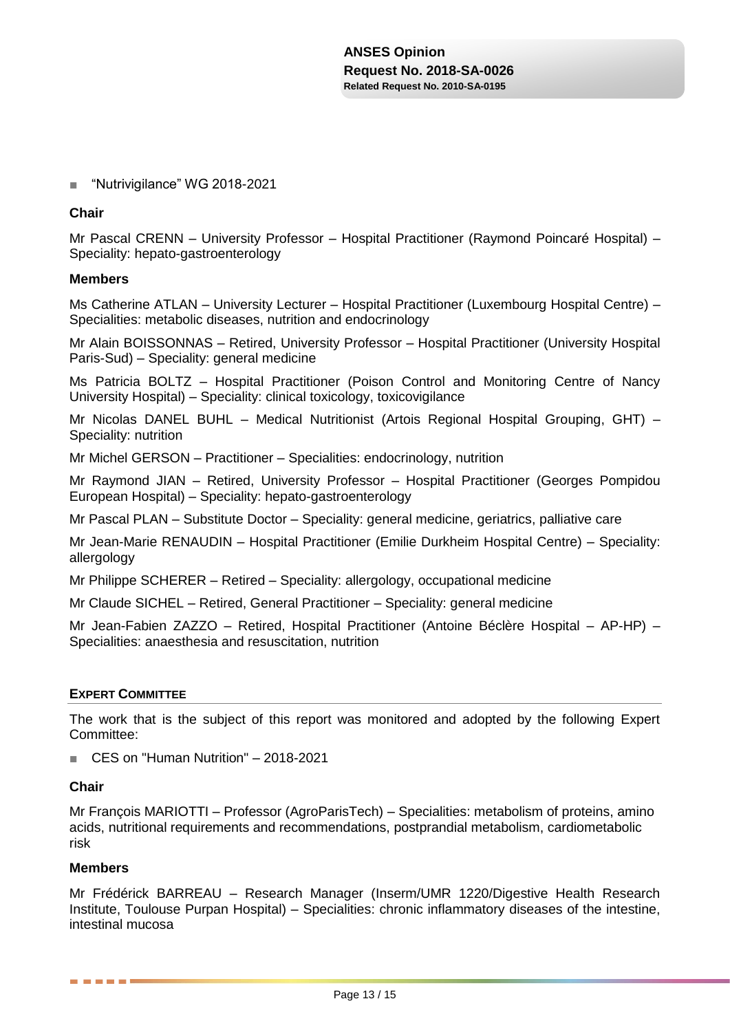■ "Nutrivigilance" WG 2018-2021

**Chair**

Mr Pascal CRENN – University Professor – Hospital Practitioner (Raymond Poincaré Hospital) – Speciality: hepato-gastroenterology

**Members**

Ms Catherine ATLAN – University Lecturer – Hospital Practitioner (Luxembourg Hospital Centre) – Specialities: metabolic diseases, nutrition and endocrinology

Mr Alain BOISSONNAS – Retired, University Professor – Hospital Practitioner (University Hospital Paris-Sud) – Speciality: general medicine

Ms Patricia BOLTZ – Hospital Practitioner (Poison Control and Monitoring Centre of Nancy University Hospital) – Speciality: clinical toxicology, toxicovigilance

Mr Nicolas DANEL BUHL – Medical Nutritionist (Artois Regional Hospital Grouping, GHT) – Speciality: nutrition

Mr Michel GERSON – Practitioner – Specialities: endocrinology, nutrition

Mr Raymond JIAN – Retired, University Professor – Hospital Practitioner (Georges Pompidou European Hospital) – Speciality: hepato-gastroenterology

Mr Pascal PLAN – Substitute Doctor – Speciality: general medicine, geriatrics, palliative care

Mr Jean-Marie RENAUDIN – Hospital Practitioner (Emilie Durkheim Hospital Centre) – Speciality: allergology

Mr Philippe SCHERER – Retired – Speciality: allergology, occupational medicine

Mr Claude SICHEL – Retired, General Practitioner – Speciality: general medicine

Mr Jean-Fabien ZAZZO – Retired, Hospital Practitioner (Antoine Béclère Hospital – AP-HP) – Specialities: anaesthesia and resuscitation, nutrition

## EXPERT COMMITTEE

The work that is the subject of this report was monitored and adopted by the following Expert Committee:

■ CES on "Human Nutrition" – 2018-2021

**Chair**

Mr François MARIOTTI – Professor (AgroParisTech) – Specialities: metabolism of proteins, amino acids, nutritional requirements and recommendations, postprandial metabolism, cardiometabolic risk

**Members**

Mr Frédérick BARREAU – Research Manager (Inserm/UMR 1220/Digestive Health Research Institute, Toulouse Purpan Hospital) – Specialities: chronic inflammatory diseases of the intestine, intestinal mucosa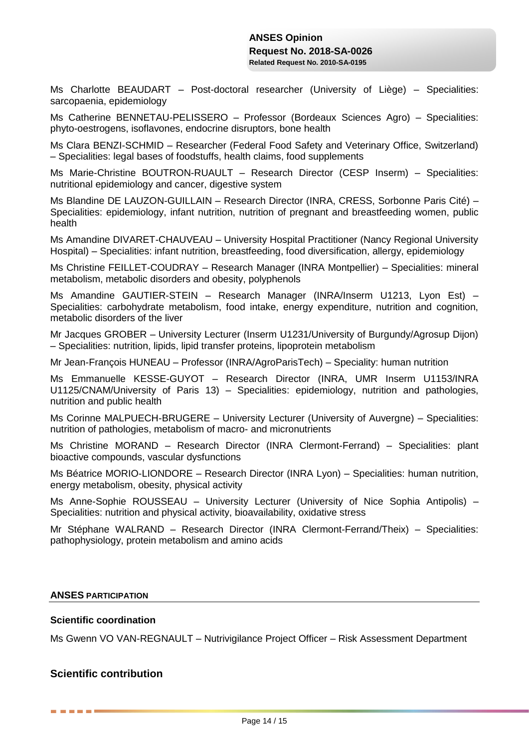Ms Charlotte BEAUDART – Post-doctoral researcher (University of Liège) – Specialities: sarcopaenia, epidemiology

Ms Catherine BENNETAU-PELISSERO – Professor (Bordeaux Sciences Agro) – Specialities: phyto-oestrogens, isoflavones, endocrine disruptors, bone health

Ms Clara BENZI-SCHMID – Researcher (Federal Food Safety and Veterinary Office, Switzerland) – Specialities: legal bases of foodstuffs, health claims, food supplements

Ms Marie-Christine BOUTRON-RUAULT – Research Director (CESP Inserm) – Specialities: nutritional epidemiology and cancer, digestive system

Ms Blandine DE LAUZON-GUILLAIN – Research Director (INRA, CRESS, Sorbonne Paris Cité) – Specialities: epidemiology, infant nutrition, nutrition of pregnant and breastfeeding women, public health

Ms Amandine DIVARET-CHAUVEAU – University Hospital Practitioner (Nancy Regional University Hospital) – Specialities: infant nutrition, breastfeeding, food diversification, allergy, epidemiology

Ms Christine FEILLET-COUDRAY – Research Manager (INRA Montpellier) – Specialities: mineral metabolism, metabolic disorders and obesity, polyphenols

Ms Amandine GAUTIER-STEIN – Research Manager (INRA/Inserm U1213, Lyon Est) – Specialities: carbohydrate metabolism, food intake, energy expenditure, nutrition and cognition, metabolic disorders of the liver

Mr Jacques GROBER – University Lecturer (Inserm U1231/University of Burgundy/Agrosup Dijon) – Specialities: nutrition, lipids, lipid transfer proteins, lipoprotein metabolism

Mr Jean-François HUNEAU – Professor (INRA/AgroParisTech) – Speciality: human nutrition

Ms Emmanuelle KESSE-GUYOT – Research Director (INRA, UMR Inserm U1153/INRA U1125/CNAM/University of Paris 13) – Specialities: epidemiology, nutrition and pathologies, nutrition and public health

Ms Corinne MALPUECH-BRUGERE – University Lecturer (University of Auvergne) – Specialities: nutrition of pathologies, metabolism of macro- and micronutrients

Ms Christine MORAND – Research Director (INRA Clermont-Ferrand) – Specialities: plant bioactive compounds, vascular dysfunctions

Ms Béatrice MORIO-LIONDORE – Research Director (INRA Lyon) – Specialities: human nutrition, energy metabolism, obesity, physical activity

Ms Anne-Sophie ROUSSEAU – University Lecturer (University of Nice Sophia Antipolis) – Specialities: nutrition and physical activity, bioavailability, oxidative stress

Mr Stéphane WALRAND – Research Director (INRA Clermont-Ferrand/Theix) – Specialities: pathophysiology, protein metabolism and amino acids

### ANSES PARTICIPATION

**Scientific coordination**

Ms Gwenn VO VAN-REGNAULT – Nutrivigilance Project Officer – Risk Assessment Department

## Scientific contribution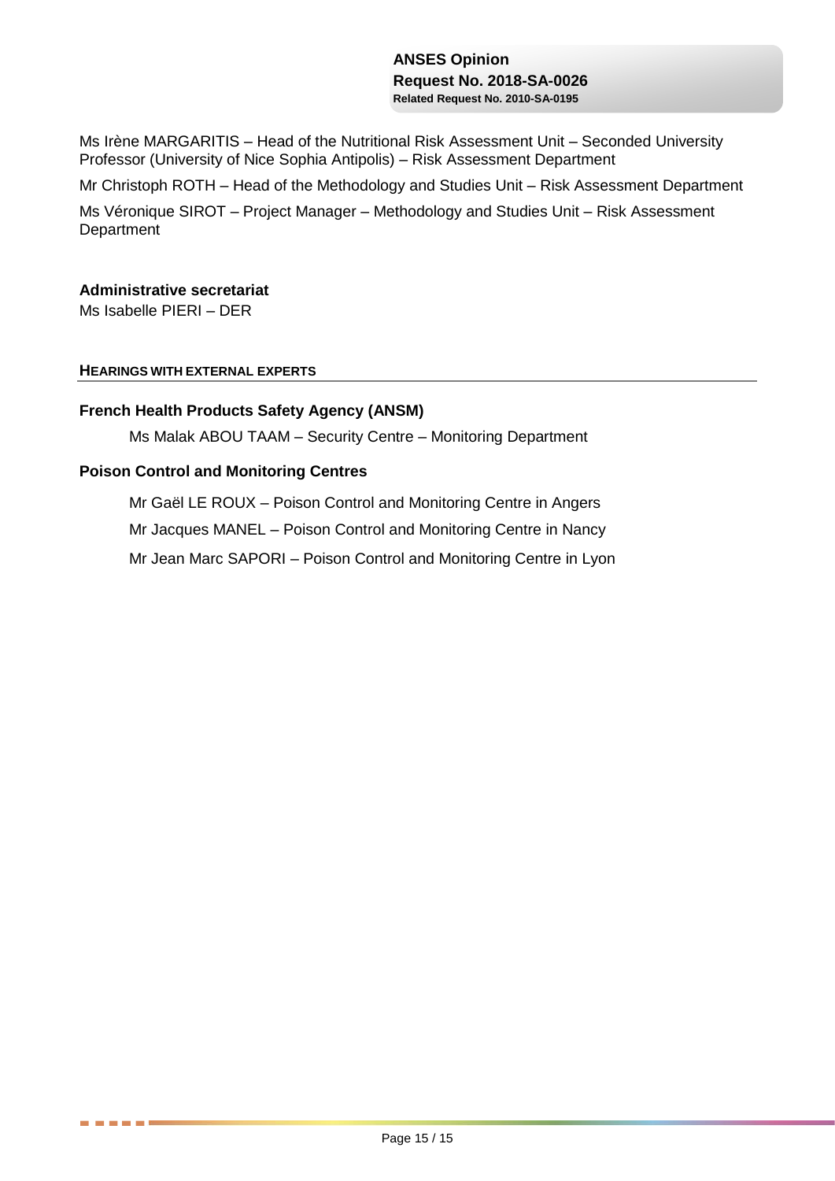Ms Irène MARGARITIS – Head of the Nutritional Risk Assessment Unit – Seconded University Professor (University of Nice Sophia Antipolis) – Risk Assessment Department

Mr Christoph ROTH – Head of the Methodology and Studies Unit – Risk Assessment Department

Ms Véronique SIROT – Project Manager – Methodology and Studies Unit – Risk Assessment Department

**Administrative secretariat**
Ms Isabelle PIERI – DER

## HEARINGS WITH EXTERNAL EXPERTS

**French Health Products Safety Agency (ANSM)**

Ms Malak ABOU TAAM – Security Centre – Monitoring Department

**Poison Control and Monitoring Centres**

Mr Gaël LE ROUX – Poison Control and Monitoring Centre in Angers

Mr Jacques MANEL – Poison Control and Monitoring Centre in Nancy

Mr Jean Marc SAPORI – Poison Control and Monitoring Centre in Lyon